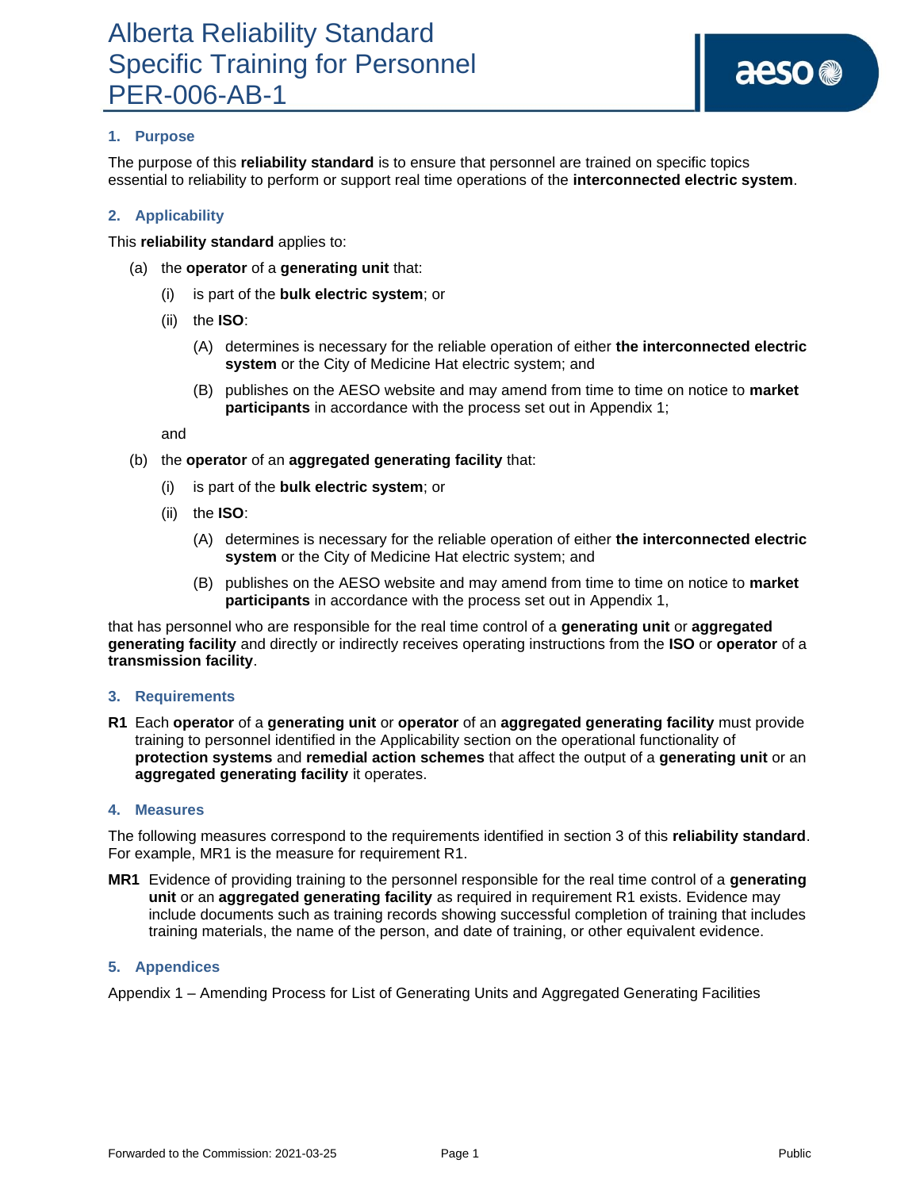# Alberta Reliability Standard
# Specific Training for Personnel
# PER-006-AB-1

## 1. Purpose

The purpose of this **reliability standard** is to ensure that personnel are trained on specific topics essential to reliability to perform or support real time operations of the **interconnected electric system**.

## 2. Applicability

This **reliability standard** applies to:

(a) the **operator** of a **generating unit** that:

  (i) is part of the **bulk electric system**; or

  (ii) the **ISO**:

    (A) determines is necessary for the reliable operation of either **the interconnected electric system** or the City of Medicine Hat electric system; and

    (B) publishes on the AESO website and may amend from time to time on notice to **market participants** in accordance with the process set out in Appendix 1;

  and

(b) the **operator** of an **aggregated generating facility** that:

  (i) is part of the **bulk electric system**; or

  (ii) the **ISO**:

    (A) determines is necessary for the reliable operation of either **the interconnected electric system** or the City of Medicine Hat electric system; and

    (B) publishes on the AESO website and may amend from time to time on notice to **market participants** in accordance with the process set out in Appendix 1,

that has personnel who are responsible for the real time control of a **generating unit** or **aggregated generating facility** and directly or indirectly receives operating instructions from the **ISO** or **operator** of a **transmission facility**.

## 3. Requirements

**R1** Each **operator** of a **generating unit** or **operator** of an **aggregated generating facility** must provide training to personnel identified in the Applicability section on the operational functionality of **protection systems** and **remedial action schemes** that affect the output of a **generating unit** or an **aggregated generating facility** it operates.

## 4. Measures

The following measures correspond to the requirements identified in section 3 of this **reliability standard**. For example, MR1 is the measure for requirement R1.

**MR1** Evidence of providing training to the personnel responsible for the real time control of a **generating unit** or an **aggregated generating facility** as required in requirement R1 exists. Evidence may include documents such as training records showing successful completion of training that includes training materials, the name of the person, and date of training, or other equivalent evidence.

## 5. Appendices

Appendix 1 – Amending Process for List of Generating Units and Aggregated Generating Facilities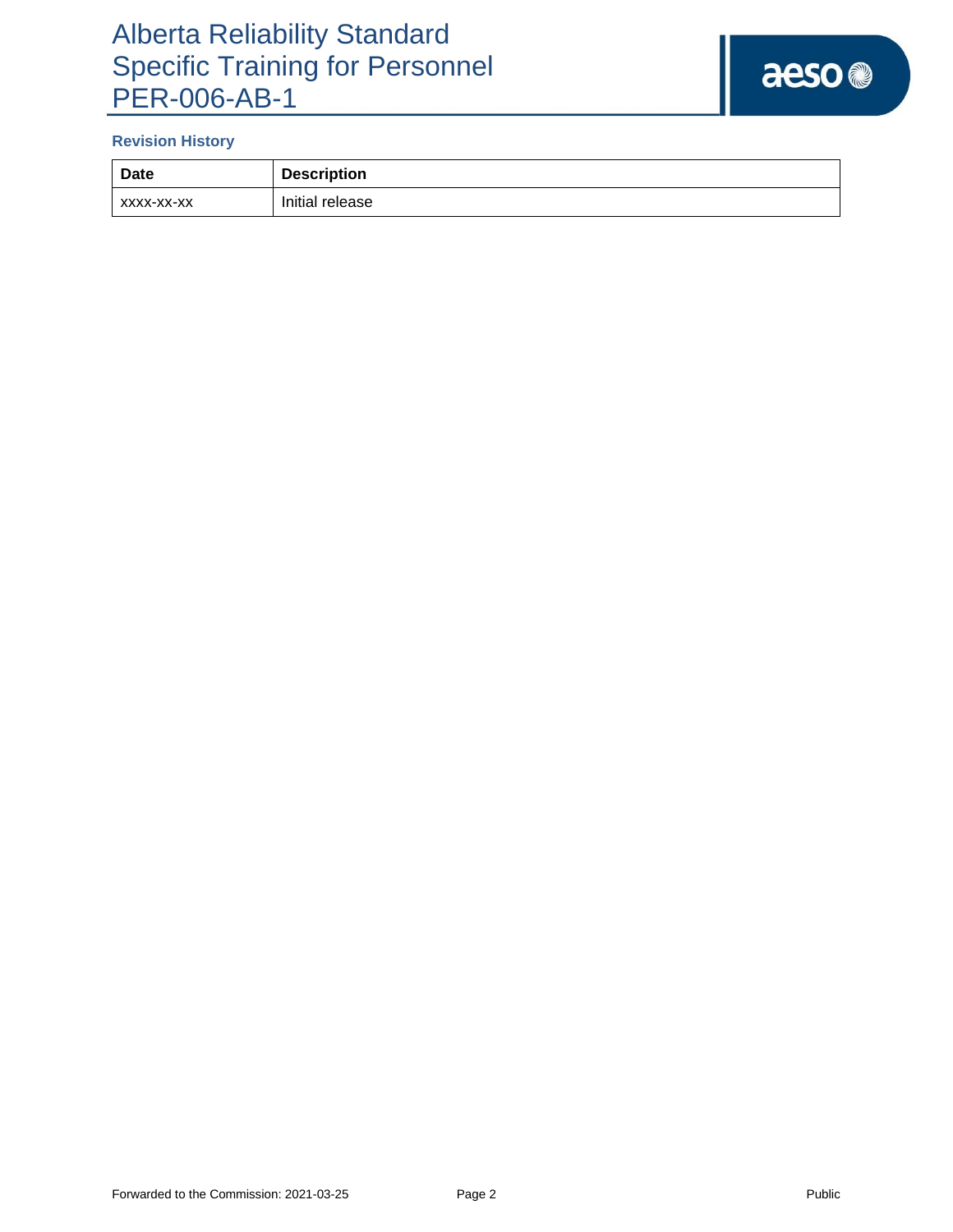**Revision History**

| Date | Description |
| --- | --- |
| xxxx-xx-xx | Initial release |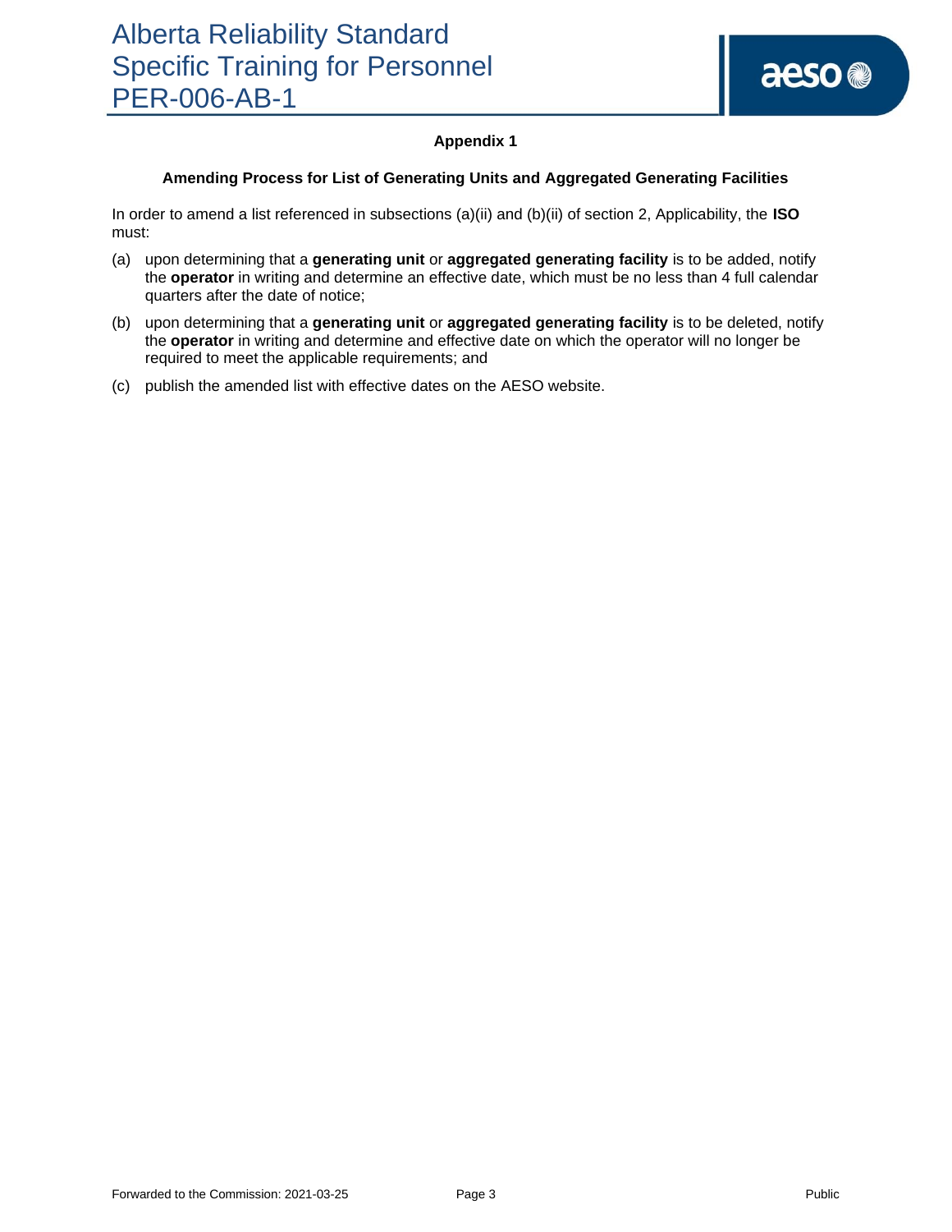## Appendix 1

### Amending Process for List of Generating Units and Aggregated Generating Facilities

In order to amend a list referenced in subsections (a)(ii) and (b)(ii) of section 2, Applicability, the **ISO** must:

(a) upon determining that a **generating unit** or **aggregated generating facility** is to be added, notify the **operator** in writing and determine an effective date, which must be no less than 4 full calendar quarters after the date of notice;

(b) upon determining that a **generating unit** or **aggregated generating facility** is to be deleted, notify the **operator** in writing and determine and effective date on which the operator will no longer be required to meet the applicable requirements; and

(c) publish the amended list with effective dates on the AESO website.